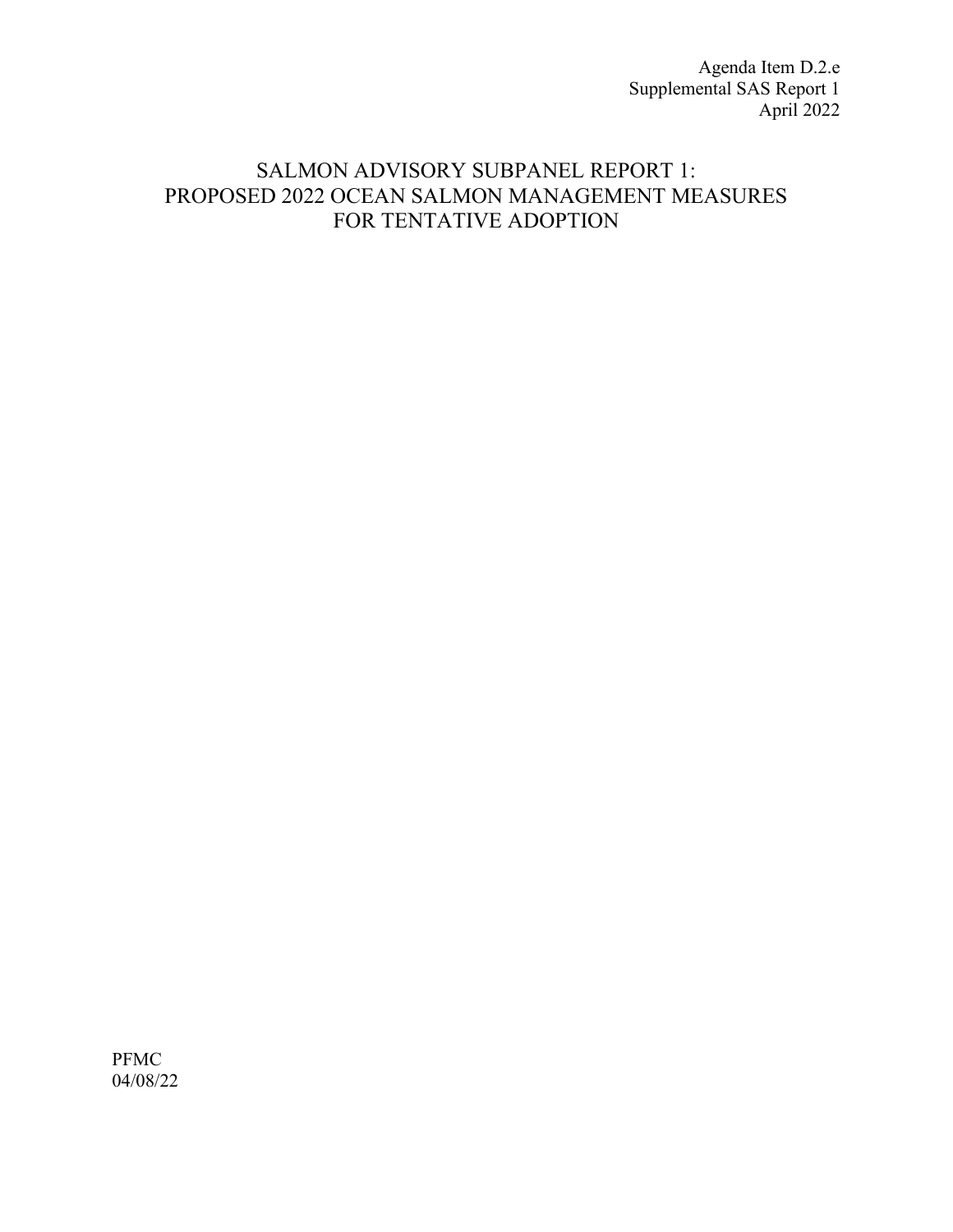Agenda Item D.2.e
Supplemental SAS Report 1
April 2022

# SALMON ADVISORY SUBPANEL REPORT 1: PROPOSED 2022 OCEAN SALMON MANAGEMENT MEASURES FOR TENTATIVE ADOPTION

PFMC
04/08/22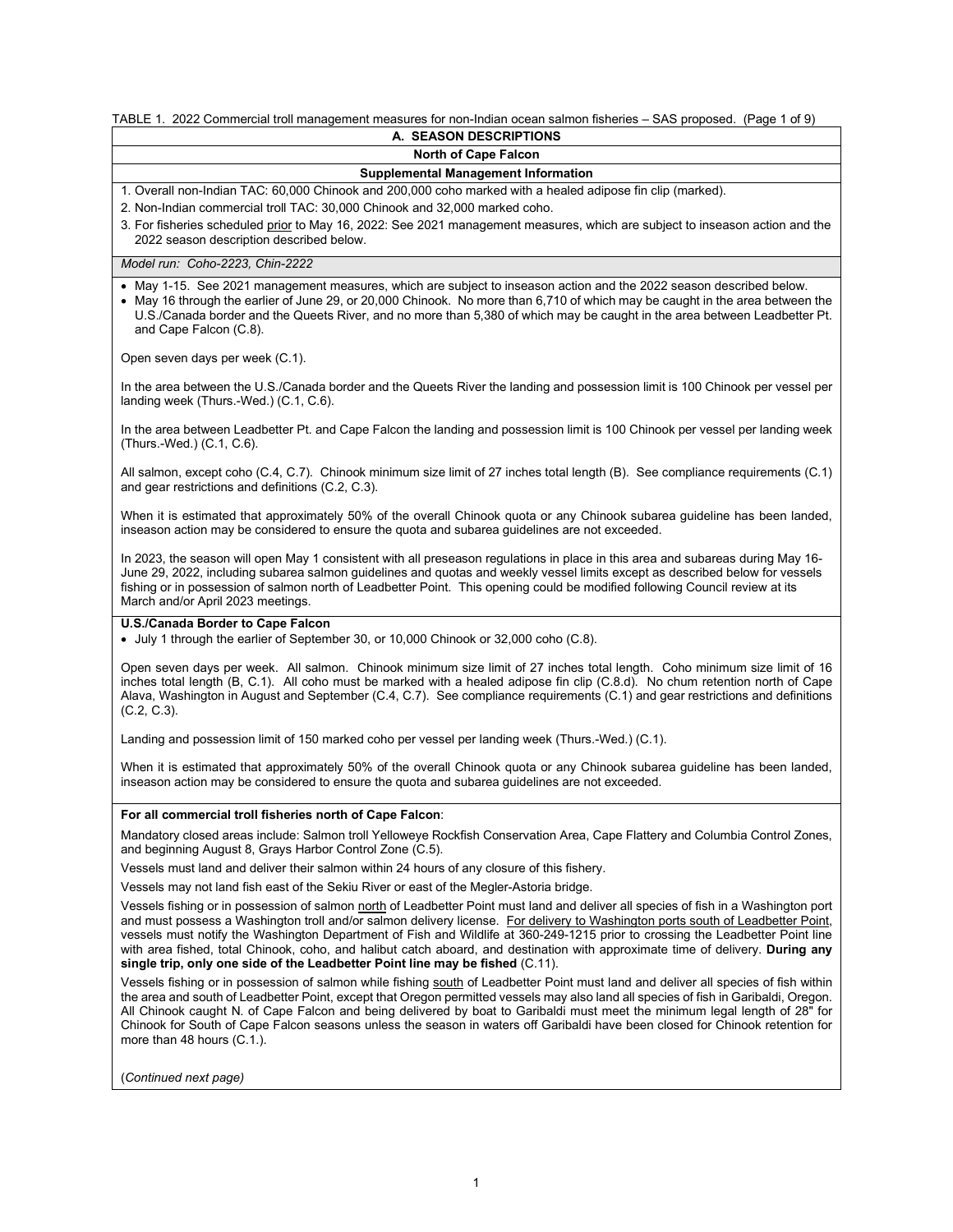TABLE 1. 2022 Commercial troll management measures for non-Indian ocean salmon fisheries – SAS proposed. (Page 1 of 9)

## A. SEASON DESCRIPTIONS

### North of Cape Falcon

#### Supplemental Management Information

1. Overall non-Indian TAC: 60,000 Chinook and 200,000 coho marked with a healed adipose fin clip (marked).
2. Non-Indian commercial troll TAC: 30,000 Chinook and 32,000 marked coho.
3. For fisheries scheduled prior to May 16, 2022: See 2021 management measures, which are subject to inseason action and the 2022 season description described below.

*Model run: Coho-2223, Chin-2222*

- May 1-15. See 2021 management measures, which are subject to inseason action and the 2022 season described below.
- May 16 through the earlier of June 29, or 20,000 Chinook. No more than 6,710 of which may be caught in the area between the U.S./Canada border and the Queets River, and no more than 5,380 of which may be caught in the area between Leadbetter Pt. and Cape Falcon (C.8).

Open seven days per week (C.1).

In the area between the U.S./Canada border and the Queets River the landing and possession limit is 100 Chinook per vessel per landing week (Thurs.-Wed.) (C.1, C.6).

In the area between Leadbetter Pt. and Cape Falcon the landing and possession limit is 100 Chinook per vessel per landing week (Thurs.-Wed.) (C.1, C.6).

All salmon, except coho (C.4, C.7). Chinook minimum size limit of 27 inches total length (B). See compliance requirements (C.1) and gear restrictions and definitions (C.2, C.3).

When it is estimated that approximately 50% of the overall Chinook quota or any Chinook subarea guideline has been landed, inseason action may be considered to ensure the quota and subarea guidelines are not exceeded.

In 2023, the season will open May 1 consistent with all preseason regulations in place in this area and subareas during May 16-June 29, 2022, including subarea salmon guidelines and quotas and weekly vessel limits except as described below for vessels fishing or in possession of salmon north of Leadbetter Point. This opening could be modified following Council review at its March and/or April 2023 meetings.

**U.S./Canada Border to Cape Falcon**

- July 1 through the earlier of September 30, or 10,000 Chinook or 32,000 coho (C.8).

Open seven days per week. All salmon. Chinook minimum size limit of 27 inches total length. Coho minimum size limit of 16 inches total length (B, C.1). All coho must be marked with a healed adipose fin clip (C.8.d). No chum retention north of Cape Alava, Washington in August and September (C.4, C.7). See compliance requirements (C.1) and gear restrictions and definitions (C.2, C.3).

Landing and possession limit of 150 marked coho per vessel per landing week (Thurs.-Wed.) (C.1).

When it is estimated that approximately 50% of the overall Chinook quota or any Chinook subarea guideline has been landed, inseason action may be considered to ensure the quota and subarea guidelines are not exceeded.

**For all commercial troll fisheries north of Cape Falcon**:

Mandatory closed areas include: Salmon troll Yelloweye Rockfish Conservation Area, Cape Flattery and Columbia Control Zones, and beginning August 8, Grays Harbor Control Zone (C.5).

Vessels must land and deliver their salmon within 24 hours of any closure of this fishery.

Vessels may not land fish east of the Sekiu River or east of the Megler-Astoria bridge.

Vessels fishing or in possession of salmon north of Leadbetter Point must land and deliver all species of fish in a Washington port and must possess a Washington troll and/or salmon delivery license. For delivery to Washington ports south of Leadbetter Point, vessels must notify the Washington Department of Fish and Wildlife at 360-249-1215 prior to crossing the Leadbetter Point line with area fished, total Chinook, coho, and halibut catch aboard, and destination with approximate time of delivery. **During any single trip, only one side of the Leadbetter Point line may be fished** (C.11).

Vessels fishing or in possession of salmon while fishing south of Leadbetter Point must land and deliver all species of fish within the area and south of Leadbetter Point, except that Oregon permitted vessels may also land all species of fish in Garibaldi, Oregon. All Chinook caught N. of Cape Falcon and being delivered by boat to Garibaldi must meet the minimum legal length of 28" for Chinook for South of Cape Falcon seasons unless the season in waters off Garibaldi have been closed for Chinook retention for more than 48 hours (C.1.).

(*Continued next page*)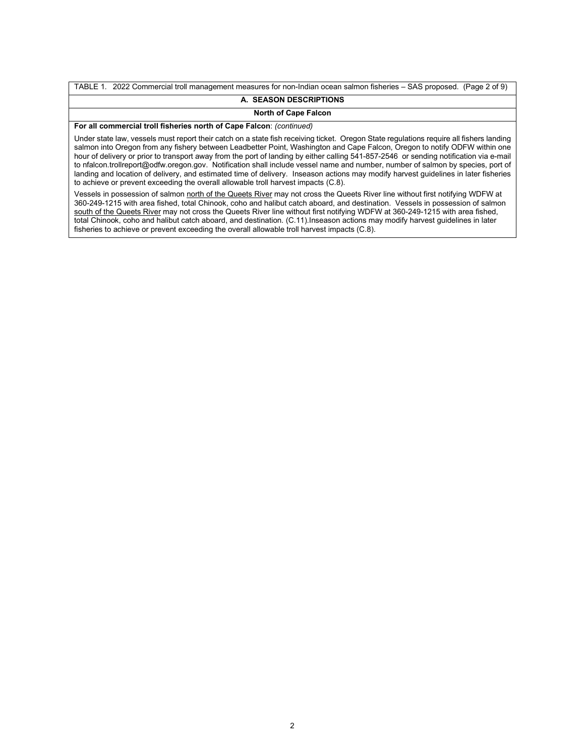TABLE 1. 2022 Commercial troll management measures for non-Indian ocean salmon fisheries – SAS proposed. (Page 2 of 9)

**A. SEASON DESCRIPTIONS**

**North of Cape Falcon**

**For all commercial troll fisheries north of Cape Falcon**: *(continued)*

Under state law, vessels must report their catch on a state fish receiving ticket. Oregon State regulations require all fishers landing salmon into Oregon from any fishery between Leadbetter Point, Washington and Cape Falcon, Oregon to notify ODFW within one hour of delivery or prior to transport away from the port of landing by either calling 541-857-2546 or sending notification via e-mail to nfalcon.trollreport@odfw.oregon.gov. Notification shall include vessel name and number, number of salmon by species, port of landing and location of delivery, and estimated time of delivery. Inseason actions may modify harvest guidelines in later fisheries to achieve or prevent exceeding the overall allowable troll harvest impacts (C.8).

Vessels in possession of salmon <u>north of the Queets River</u> may not cross the Queets River line without first notifying WDFW at 360-249-1215 with area fished, total Chinook, coho and halibut catch aboard, and destination. Vessels in possession of salmon <u>south of the Queets River</u> may not cross the Queets River line without first notifying WDFW at 360-249-1215 with area fished, total Chinook, coho and halibut catch aboard, and destination. (C.11).Inseason actions may modify harvest guidelines in later fisheries to achieve or prevent exceeding the overall allowable troll harvest impacts (C.8).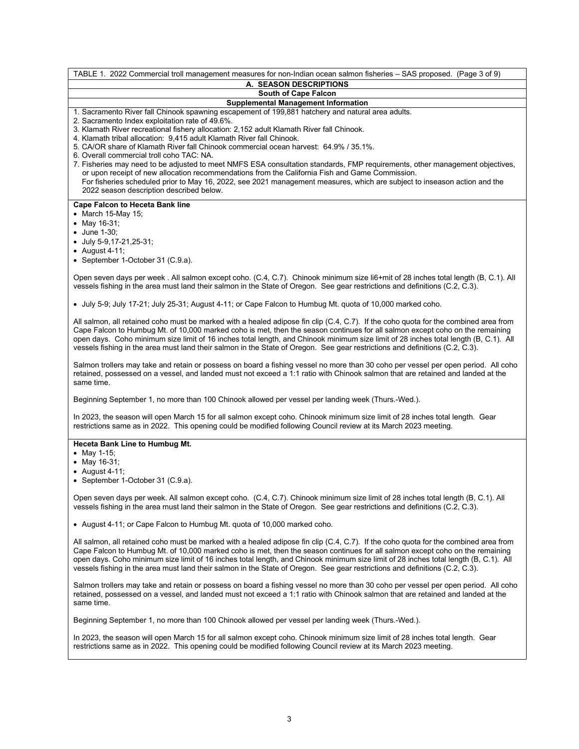TABLE 1. 2022 Commercial troll management measures for non-Indian ocean salmon fisheries – SAS proposed. (Page 3 of 9)

**A. SEASON DESCRIPTIONS**

**South of Cape Falcon**

**Supplemental Management Information**

1. Sacramento River fall Chinook spawning escapement of 199,881 hatchery and natural area adults.
2. Sacramento Index exploitation rate of 49.6%.
3. Klamath River recreational fishery allocation: 2,152 adult Klamath River fall Chinook.
4. Klamath tribal allocation: 9,415 adult Klamath River fall Chinook.
5. CA/OR share of Klamath River fall Chinook commercial ocean harvest: 64.9% / 35.1%.
6. Overall commercial troll coho TAC: NA.
7. Fisheries may need to be adjusted to meet NMFS ESA consultation standards, FMP requirements, other management objectives, or upon receipt of new allocation recommendations from the California Fish and Game Commission.
   For fisheries scheduled prior to May 16, 2022, see 2021 management measures, which are subject to inseason action and the 2022 season description described below.

**Cape Falcon to Heceta Bank line**

- March 15-May 15;
- May 16-31;
- June 1-30;
- July 5-9,17-21,25-31;
- August 4-11;
- September 1-October 31 (C.9.a).

Open seven days per week . All salmon except coho. (C.4, C.7). Chinook minimum size li6+mit of 28 inches total length (B, C.1). All vessels fishing in the area must land their salmon in the State of Oregon. See gear restrictions and definitions (C.2, C.3).

- July 5-9; July 17-21; July 25-31; August 4-11; or Cape Falcon to Humbug Mt. quota of 10,000 marked coho.

All salmon, all retained coho must be marked with a healed adipose fin clip (C.4, C.7). If the coho quota for the combined area from Cape Falcon to Humbug Mt. of 10,000 marked coho is met, then the season continues for all salmon except coho on the remaining open days. Coho minimum size limit of 16 inches total length, and Chinook minimum size limit of 28 inches total length (B, C.1). All vessels fishing in the area must land their salmon in the State of Oregon. See gear restrictions and definitions (C.2, C.3).

Salmon trollers may take and retain or possess on board a fishing vessel no more than 30 coho per vessel per open period. All coho retained, possessed on a vessel, and landed must not exceed a 1:1 ratio with Chinook salmon that are retained and landed at the same time.

Beginning September 1, no more than 100 Chinook allowed per vessel per landing week (Thurs.-Wed.).

In 2023, the season will open March 15 for all salmon except coho. Chinook minimum size limit of 28 inches total length. Gear restrictions same as in 2022. This opening could be modified following Council review at its March 2023 meeting.

**Heceta Bank Line to Humbug Mt.**

- May 1-15;
- May 16-31;
- August 4-11;
- September 1-October 31 (C.9.a).

Open seven days per week. All salmon except coho. (C.4, C.7). Chinook minimum size limit of 28 inches total length (B, C.1). All vessels fishing in the area must land their salmon in the State of Oregon. See gear restrictions and definitions (C.2, C.3).

- August 4-11; or Cape Falcon to Humbug Mt. quota of 10,000 marked coho.

All salmon, all retained coho must be marked with a healed adipose fin clip (C.4, C.7). If the coho quota for the combined area from Cape Falcon to Humbug Mt. of 10,000 marked coho is met, then the season continues for all salmon except coho on the remaining open days. Coho minimum size limit of 16 inches total length, and Chinook minimum size limit of 28 inches total length (B, C.1). All vessels fishing in the area must land their salmon in the State of Oregon. See gear restrictions and definitions (C.2, C.3).

Salmon trollers may take and retain or possess on board a fishing vessel no more than 30 coho per vessel per open period. All coho retained, possessed on a vessel, and landed must not exceed a 1:1 ratio with Chinook salmon that are retained and landed at the same time.

Beginning September 1, no more than 100 Chinook allowed per vessel per landing week (Thurs.-Wed.).

In 2023, the season will open March 15 for all salmon except coho. Chinook minimum size limit of 28 inches total length. Gear restrictions same as in 2022. This opening could be modified following Council review at its March 2023 meeting.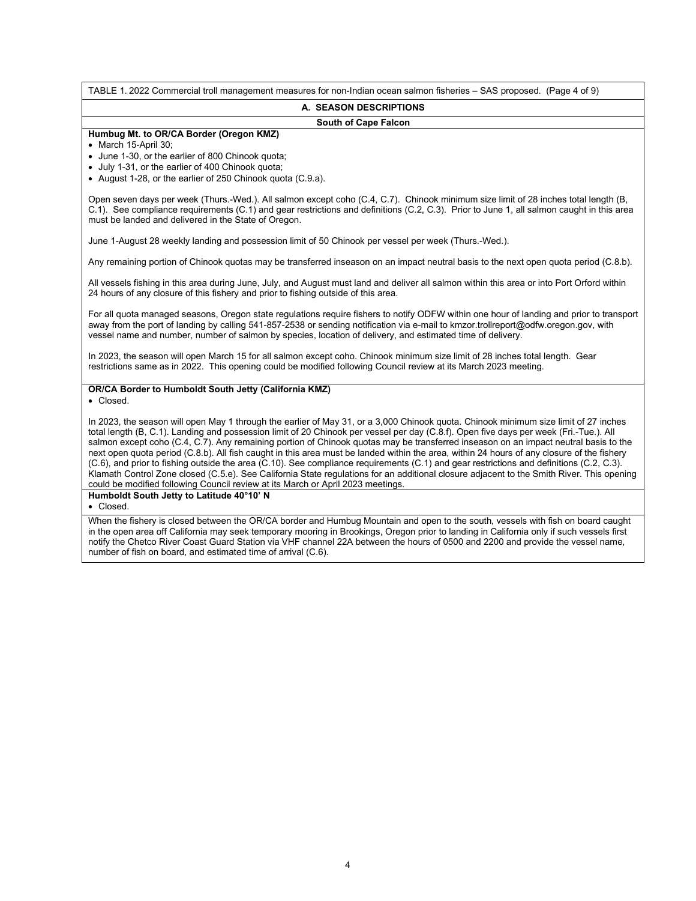TABLE 1. 2022 Commercial troll management measures for non-Indian ocean salmon fisheries – SAS proposed. (Page 4 of 9)

## A. SEASON DESCRIPTIONS

### South of Cape Falcon

**Humbug Mt. to OR/CA Border (Oregon KMZ)**

- March 15-April 30;
- June 1-30, or the earlier of 800 Chinook quota;
- July 1-31, or the earlier of 400 Chinook quota;
- August 1-28, or the earlier of 250 Chinook quota (C.9.a).

Open seven days per week (Thurs.-Wed.). All salmon except coho (C.4, C.7). Chinook minimum size limit of 28 inches total length (B, C.1). See compliance requirements (C.1) and gear restrictions and definitions (C.2, C.3). Prior to June 1, all salmon caught in this area must be landed and delivered in the State of Oregon.

June 1-August 28 weekly landing and possession limit of 50 Chinook per vessel per week (Thurs.-Wed.).

Any remaining portion of Chinook quotas may be transferred inseason on an impact neutral basis to the next open quota period (C.8.b).

All vessels fishing in this area during June, July, and August must land and deliver all salmon within this area or into Port Orford within 24 hours of any closure of this fishery and prior to fishing outside of this area.

For all quota managed seasons, Oregon state regulations require fishers to notify ODFW within one hour of landing and prior to transport away from the port of landing by calling 541-857-2538 or sending notification via e-mail to kmzor.trollreport@odfw.oregon.gov, with vessel name and number, number of salmon by species, location of delivery, and estimated time of delivery.

In 2023, the season will open March 15 for all salmon except coho. Chinook minimum size limit of 28 inches total length. Gear restrictions same as in 2022. This opening could be modified following Council review at its March 2023 meeting.

**OR/CA Border to Humboldt South Jetty (California KMZ)**

- Closed.

In 2023, the season will open May 1 through the earlier of May 31, or a 3,000 Chinook quota. Chinook minimum size limit of 27 inches total length (B, C.1). Landing and possession limit of 20 Chinook per vessel per day (C.8.f). Open five days per week (Fri.-Tue.). All salmon except coho (C.4, C.7). Any remaining portion of Chinook quotas may be transferred inseason on an impact neutral basis to the next open quota period (C.8.b). All fish caught in this area must be landed within the area, within 24 hours of any closure of the fishery (C.6), and prior to fishing outside the area (C.10). See compliance requirements (C.1) and gear restrictions and definitions (C.2, C.3). Klamath Control Zone closed (C.5.e). See California State regulations for an additional closure adjacent to the Smith River. This opening could be modified following Council review at its March or April 2023 meetings.

**Humboldt South Jetty to Latitude 40°10' N**

- Closed.

When the fishery is closed between the OR/CA border and Humbug Mountain and open to the south, vessels with fish on board caught in the open area off California may seek temporary mooring in Brookings, Oregon prior to landing in California only if such vessels first notify the Chetco River Coast Guard Station via VHF channel 22A between the hours of 0500 and 2200 and provide the vessel name, number of fish on board, and estimated time of arrival (C.6).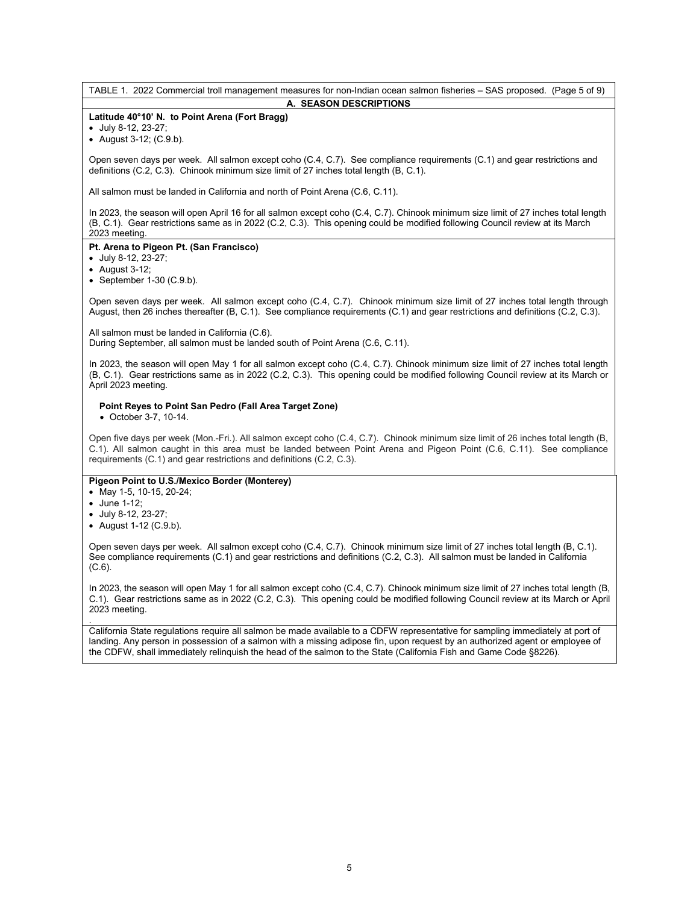TABLE 1. 2022 Commercial troll management measures for non-Indian ocean salmon fisheries – SAS proposed. (Page 5 of 9)

**A. SEASON DESCRIPTIONS**

**Latitude 40°10' N. to Point Arena (Fort Bragg)**

- July 8-12, 23-27;
- August 3-12; (C.9.b).

Open seven days per week. All salmon except coho (C.4, C.7). See compliance requirements (C.1) and gear restrictions and definitions (C.2, C.3). Chinook minimum size limit of 27 inches total length (B, C.1).

All salmon must be landed in California and north of Point Arena (C.6, C.11).

In 2023, the season will open April 16 for all salmon except coho (C.4, C.7). Chinook minimum size limit of 27 inches total length (B, C.1). Gear restrictions same as in 2022 (C.2, C.3). This opening could be modified following Council review at its March 2023 meeting.

**Pt. Arena to Pigeon Pt. (San Francisco)**

- July 8-12, 23-27;
- August 3-12;
- September 1-30 (C.9.b).

Open seven days per week. All salmon except coho (C.4, C.7). Chinook minimum size limit of 27 inches total length through August, then 26 inches thereafter (B, C.1). See compliance requirements (C.1) and gear restrictions and definitions (C.2, C.3).

All salmon must be landed in California (C.6).
During September, all salmon must be landed south of Point Arena (C.6, C.11).

In 2023, the season will open May 1 for all salmon except coho (C.4, C.7). Chinook minimum size limit of 27 inches total length (B, C.1). Gear restrictions same as in 2022 (C.2, C.3). This opening could be modified following Council review at its March or April 2023 meeting.

**Point Reyes to Point San Pedro (Fall Area Target Zone)**

- October 3-7, 10-14.

Open five days per week (Mon.-Fri.). All salmon except coho (C.4, C.7). Chinook minimum size limit of 26 inches total length (B, C.1). All salmon caught in this area must be landed between Point Arena and Pigeon Point (C.6, C.11). See compliance requirements (C.1) and gear restrictions and definitions (C.2, C.3).

**Pigeon Point to U.S./Mexico Border (Monterey)**

- May 1-5, 10-15, 20-24;
- June 1-12;
- July 8-12, 23-27;
- August 1-12 (C.9.b).

Open seven days per week. All salmon except coho (C.4, C.7). Chinook minimum size limit of 27 inches total length (B, C.1). See compliance requirements (C.1) and gear restrictions and definitions (C.2, C.3). All salmon must be landed in California (C.6).

In 2023, the season will open May 1 for all salmon except coho (C.4, C.7). Chinook minimum size limit of 27 inches total length (B, C.1). Gear restrictions same as in 2022 (C.2, C.3). This opening could be modified following Council review at its March or April 2023 meeting.

California State regulations require all salmon be made available to a CDFW representative for sampling immediately at port of landing. Any person in possession of a salmon with a missing adipose fin, upon request by an authorized agent or employee of the CDFW, shall immediately relinquish the head of the salmon to the State (California Fish and Game Code §8226).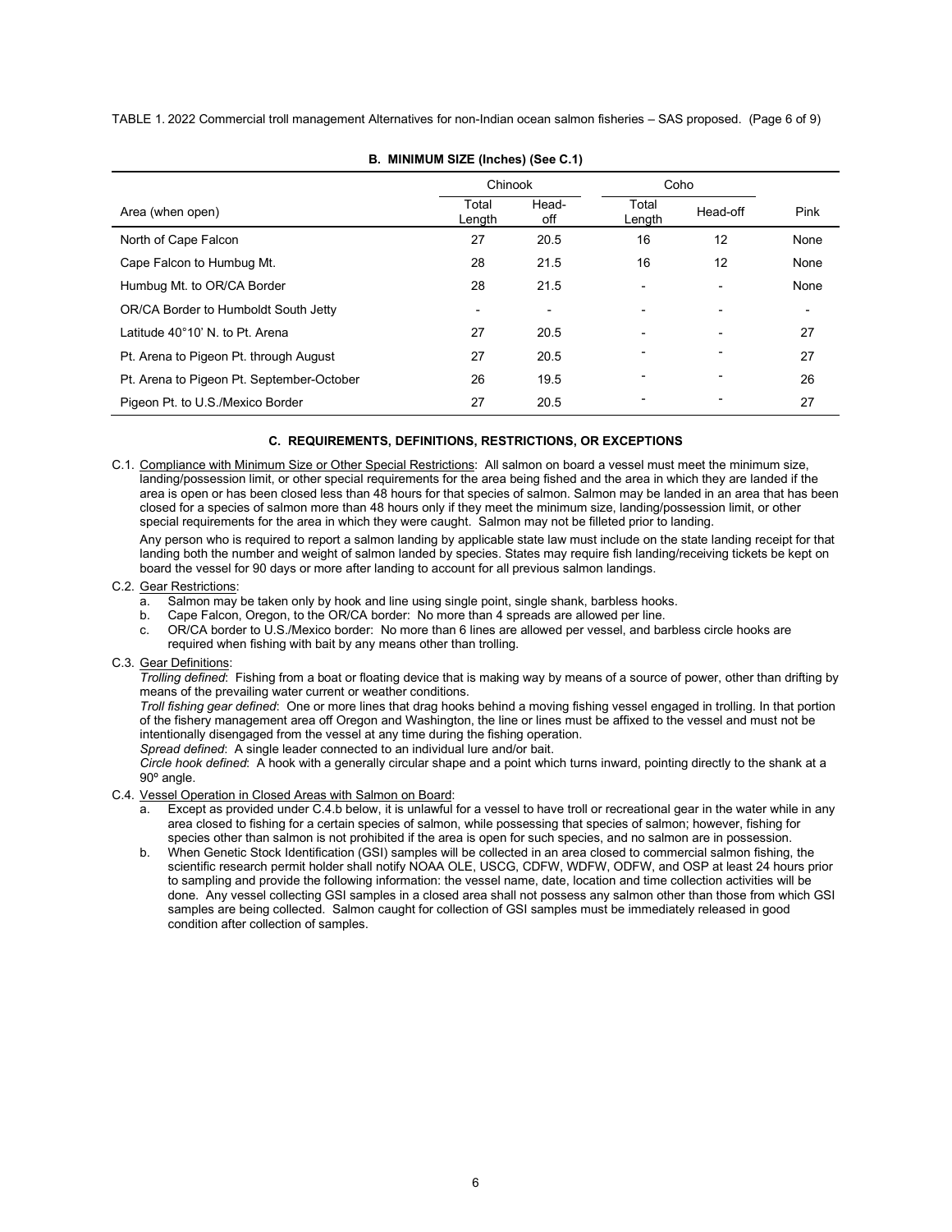TABLE 1. 2022 Commercial troll management Alternatives for non-Indian ocean salmon fisheries – SAS proposed. (Page 6 of 9)

**B. MINIMUM SIZE (Inches) (See C.1)**

| Area (when open) | Chinook | | Coho | | Pink |
|---|---|---|---|---|---|
| | Total Length | Head-off | Total Length | Head-off | |
| North of Cape Falcon | 27 | 20.5 | 16 | 12 | None |
| Cape Falcon to Humbug Mt. | 28 | 21.5 | 16 | 12 | None |
| Humbug Mt. to OR/CA Border | 28 | 21.5 | - | - | None |
| OR/CA Border to Humboldt South Jetty | - | - | - | - | - |
| Latitude 40°10' N. to Pt. Arena | 27 | 20.5 | - | - | 27 |
| Pt. Arena to Pigeon Pt. through August | 27 | 20.5 | - | - | 27 |
| Pt. Arena to Pigeon Pt. September-October | 26 | 19.5 | - | - | 26 |
| Pigeon Pt. to U.S./Mexico Border | 27 | 20.5 | - | - | 27 |

**C. REQUIREMENTS, DEFINITIONS, RESTRICTIONS, OR EXCEPTIONS**

C.1. Compliance with Minimum Size or Other Special Restrictions: All salmon on board a vessel must meet the minimum size, landing/possession limit, or other special requirements for the area being fished and the area in which they are landed if the area is open or has been closed less than 48 hours for that species of salmon. Salmon may be landed in an area that has been closed for a species of salmon more than 48 hours only if they meet the minimum size, landing/possession limit, or other special requirements for the area in which they were caught. Salmon may not be filleted prior to landing.

Any person who is required to report a salmon landing by applicable state law must include on the state landing receipt for that landing both the number and weight of salmon landed by species. States may require fish landing/receiving tickets be kept on board the vessel for 90 days or more after landing to account for all previous salmon landings.

C.2. Gear Restrictions:

a. Salmon may be taken only by hook and line using single point, single shank, barbless hooks.
b. Cape Falcon, Oregon, to the OR/CA border: No more than 4 spreads are allowed per line.
c. OR/CA border to U.S./Mexico border: No more than 6 lines are allowed per vessel, and barbless circle hooks are required when fishing with bait by any means other than trolling.

C.3. Gear Definitions:

*Trolling defined*: Fishing from a boat or floating device that is making way by means of a source of power, other than drifting by means of the prevailing water current or weather conditions.
*Troll fishing gear defined*: One or more lines that drag hooks behind a moving fishing vessel engaged in trolling. In that portion of the fishery management area off Oregon and Washington, the line or lines must be affixed to the vessel and must not be intentionally disengaged from the vessel at any time during the fishing operation.
*Spread defined*: A single leader connected to an individual lure and/or bait.
*Circle hook defined*: A hook with a generally circular shape and a point which turns inward, pointing directly to the shank at a 90º angle.

C.4. Vessel Operation in Closed Areas with Salmon on Board:

a. Except as provided under C.4.b below, it is unlawful for a vessel to have troll or recreational gear in the water while in any area closed to fishing for a certain species of salmon, while possessing that species of salmon; however, fishing for species other than salmon is not prohibited if the area is open for such species, and no salmon are in possession.
b. When Genetic Stock Identification (GSI) samples will be collected in an area closed to commercial salmon fishing, the scientific research permit holder shall notify NOAA OLE, USCG, CDFW, WDFW, ODFW, and OSP at least 24 hours prior to sampling and provide the following information: the vessel name, date, location and time collection activities will be done. Any vessel collecting GSI samples in a closed area shall not possess any salmon other than those from which GSI samples are being collected. Salmon caught for collection of GSI samples must be immediately released in good condition after collection of samples.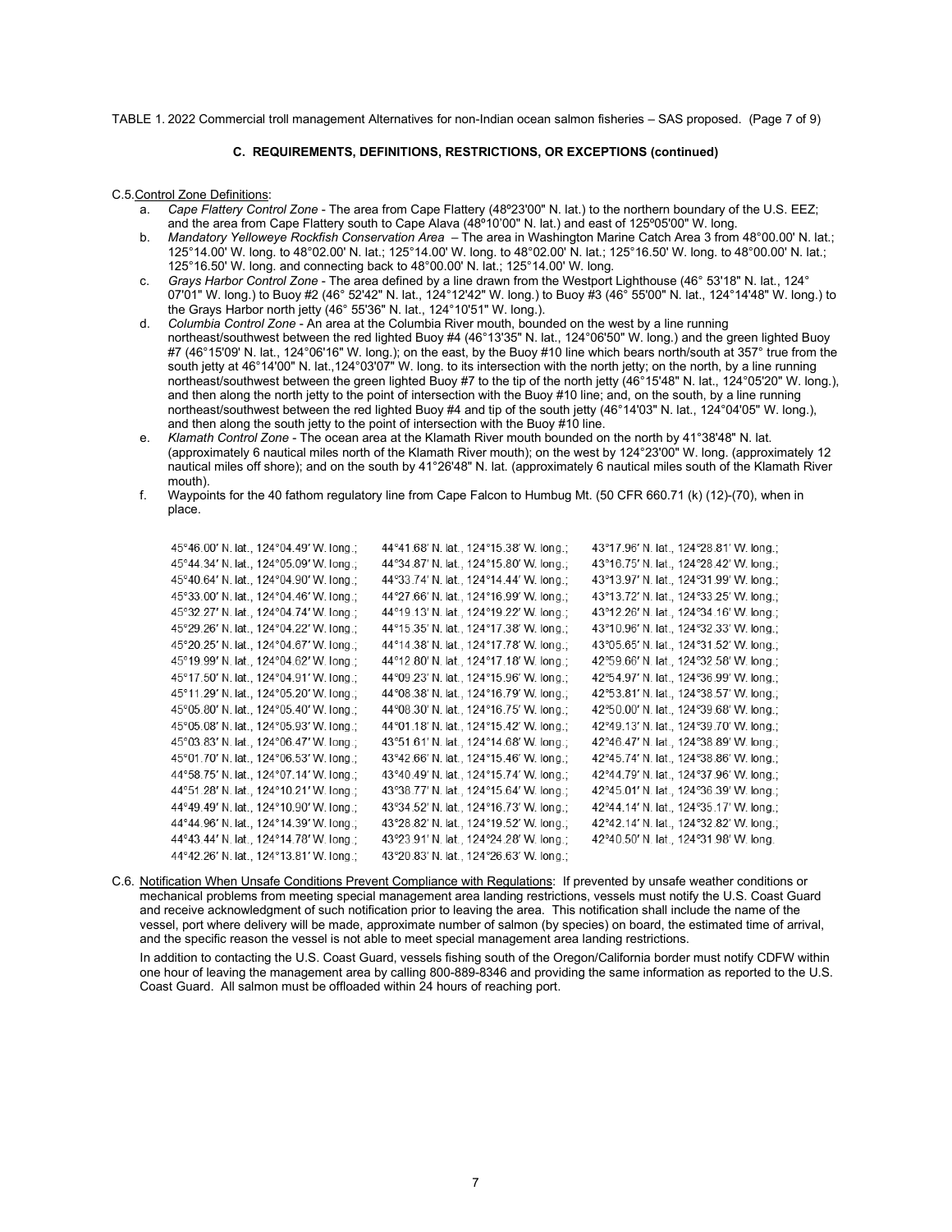TABLE 1. 2022 Commercial troll management Alternatives for non-Indian ocean salmon fisheries – SAS proposed. (Page 7 of 9)

### C. REQUIREMENTS, DEFINITIONS, RESTRICTIONS, OR EXCEPTIONS (continued)

C.5. Control Zone Definitions:

a. *Cape Flattery Control Zone* - The area from Cape Flattery (48º23'00" N. lat.) to the northern boundary of the U.S. EEZ; and the area from Cape Flattery south to Cape Alava (48º10'00" N. lat.) and east of 125º05'00" W. long.

b. *Mandatory Yelloweye Rockfish Conservation Area* – The area in Washington Marine Catch Area 3 from 48°00.00' N. lat.; 125°14.00' W. long. to 48°02.00' N. lat.; 125°14.00' W. long. to 48°02.00' N. lat.; 125°16.50' W. long. to 48°00.00' N. lat.; 125°16.50' W. long. and connecting back to 48°00.00' N. lat.; 125°14.00' W. long.

c. *Grays Harbor Control Zone* - The area defined by a line drawn from the Westport Lighthouse (46° 53'18" N. lat., 124° 07'01" W. long.) to Buoy #2 (46° 52'42" N. lat., 124°12'42" W. long.) to Buoy #3 (46° 55'00" N. lat., 124°14'48" W. long.) to the Grays Harbor north jetty (46° 55'36" N. lat., 124°10'51" W. long.).

d. *Columbia Control Zone* - An area at the Columbia River mouth, bounded on the west by a line running northeast/southwest between the red lighted Buoy #4 (46°13'35" N. lat., 124°06'50" W. long.) and the green lighted Buoy #7 (46°15'09' N. lat., 124°06'16" W. long.); on the east, by the Buoy #10 line which bears north/south at 357° true from the south jetty at 46°14'00" N. lat.,124°03'07" W. long. to its intersection with the north jetty; on the north, by a line running northeast/southwest between the green lighted Buoy #7 to the tip of the north jetty (46°15'48" N. lat., 124°05'20" W. long.), and then along the north jetty to the point of intersection with the Buoy #10 line; and, on the south, by a line running northeast/southwest between the red lighted Buoy #4 and tip of the south jetty (46°14'03" N. lat., 124°04'05" W. long.), and then along the south jetty to the point of intersection with the Buoy #10 line.

e. *Klamath Control Zone* - The ocean area at the Klamath River mouth bounded on the north by 41°38'48" N. lat. (approximately 6 nautical miles north of the Klamath River mouth); on the west by 124°23'00" W. long. (approximately 12 nautical miles off shore); and on the south by 41°26'48" N. lat. (approximately 6 nautical miles south of the Klamath River mouth).

f. Waypoints for the 40 fathom regulatory line from Cape Falcon to Humbug Mt. (50 CFR 660.71 (k) (12)-(70), when in place.

45°46.00′ N. lat., 124°04.49′ W. long.;
45°44.34′ N. lat., 124°05.09′ W. long.;
45°40.64′ N. lat., 124°04.90′ W. long.;
45°33.00′ N. lat., 124°04.46′ W. long.;
45°32.27′ N. lat., 124°04.74′ W. long.;
45°29.26′ N. lat., 124°04.22′ W. long.;
45°20.25′ N. lat., 124°04.67′ W. long.;
45°19.99′ N. lat., 124°04.62′ W. long.;
45°17.50′ N. lat., 124°04.91′ W. long.;
45°11.29′ N. lat., 124°05.20′ W. long.;
45°05.80′ N. lat., 124°05.40′ W. long.;
45°05.08′ N. lat., 124°05.93′ W. long.;
45°03.83′ N. lat., 124°06.47′ W. long.;
45°01.70′ N. lat., 124°06.53′ W. long.;
44°58.75′ N. lat., 124°07.14′ W. long.;
44°51.28′ N. lat., 124°10.21′ W. long.;
44°49.49′ N. lat., 124°10.90′ W. long.;
44°44.96′ N. lat., 124°14.39′ W. long.;
44°43.44′ N. lat., 124°14.78′ W. long.;
44°42.26′ N. lat., 124°13.81′ W. long.;
44°41.68′ N. lat., 124°15.38′ W. long.;
44°34.87′ N. lat., 124°15.80′ W. long.;
44°33.74′ N. lat., 124°14.44′ W. long.;
44°27.66′ N. lat., 124°16.99′ W. long.;
44°19.13′ N. lat., 124°19.22′ W. long.;
44°15.35′ N. lat., 124°17.38′ W. long.;
44°14.38′ N. lat., 124°17.78′ W. long.;
44°12.80′ N. lat., 124°17.18′ W. long.;
44°09.23′ N. lat., 124°15.96′ W. long.;
44°08.38′ N. lat., 124°16.79′ W. long.;
44°08.30′ N. lat., 124°16.75′ W. long.;
44°01.18′ N. lat., 124°15.42′ W. long.;
43°51.61′ N. lat., 124°14.68′ W. long.;
43°42.66′ N. lat., 124°15.46′ W. long.;
43°40.49′ N. lat., 124°15.74′ W. long.;
43°38.77′ N. lat., 124°15.64′ W. long.;
43°34.52′ N. lat., 124°16.73′ W. long.;
43°28.82′ N. lat., 124°19.52′ W. long.;
43°23.91′ N. lat., 124°24.28′ W. long.;
43°20.83′ N. lat., 124°26.63′ W. long.;
43°17.96′ N. lat., 124°28.81′ W. long.;
43°16.75′ N. lat., 124°28.42′ W. long.;
43°13.97′ N. lat., 124°31.99′ W. long.;
43°13.72′ N. lat., 124°33.25′ W. long.;
43°12.26′ N. lat., 124°34.16′ W. long.;
43°10.96′ N. lat., 124°32.33′ W. long.;
43°05.65′ N. lat., 124°31.52′ W. long.;
42°59.66′ N. lat., 124°32.58′ W. long.;
42°54.97′ N. lat., 124°36.99′ W. long.;
42°53.81′ N. lat., 124°38.57′ W. long.;
42°50.00′ N. lat., 124°39.68′ W. long.;
42°49.13′ N. lat., 124°39.70′ W. long.;
42°46.47′ N. lat., 124°38.89′ W. long.;
42°45.74′ N. lat., 124°38.86′ W. long.;
42°44.79′ N. lat., 124°37.96′ W. long.;
42°45.01′ N. lat., 124°36.39′ W. long.;
42°44.14′ N. lat., 124°35.17′ W. long.;
42°42.14′ N. lat., 124°32.82′ W. long.;
42°40.50′ N. lat., 124°31.98′ W. long.

C.6. Notification When Unsafe Conditions Prevent Compliance with Regulations: If prevented by unsafe weather conditions or mechanical problems from meeting special management area landing restrictions, vessels must notify the U.S. Coast Guard and receive acknowledgment of such notification prior to leaving the area. This notification shall include the name of the vessel, port where delivery will be made, approximate number of salmon (by species) on board, the estimated time of arrival, and the specific reason the vessel is not able to meet special management area landing restrictions.

In addition to contacting the U.S. Coast Guard, vessels fishing south of the Oregon/California border must notify CDFW within one hour of leaving the management area by calling 800-889-8346 and providing the same information as reported to the U.S. Coast Guard. All salmon must be offloaded within 24 hours of reaching port.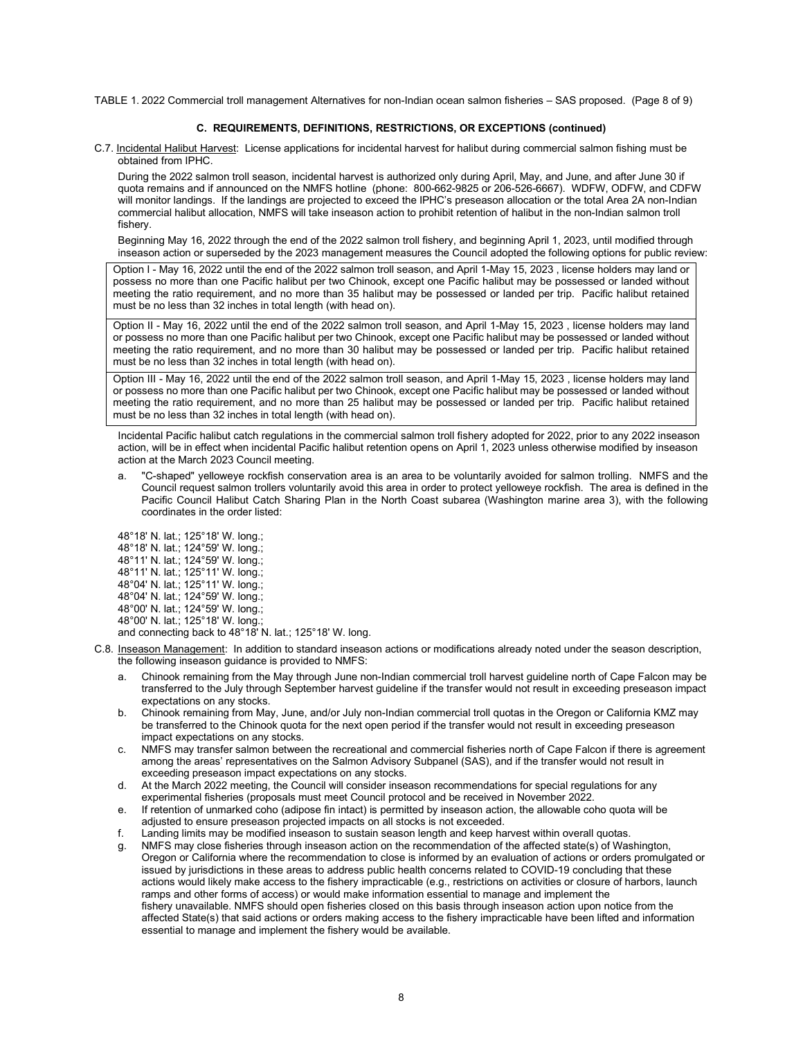TABLE 1. 2022 Commercial troll management Alternatives for non-Indian ocean salmon fisheries – SAS proposed. (Page 8 of 9)

### C. REQUIREMENTS, DEFINITIONS, RESTRICTIONS, OR EXCEPTIONS (continued)

C.7. Incidental Halibut Harvest: License applications for incidental harvest for halibut during commercial salmon fishing must be obtained from IPHC.

During the 2022 salmon troll season, incidental harvest is authorized only during April, May, and June, and after June 30 if quota remains and if announced on the NMFS hotline (phone: 800-662-9825 or 206-526-6667). WDFW, ODFW, and CDFW will monitor landings. If the landings are projected to exceed the IPHC's preseason allocation or the total Area 2A non-Indian commercial halibut allocation, NMFS will take inseason action to prohibit retention of halibut in the non-Indian salmon troll fishery.

Beginning May 16, 2022 through the end of the 2022 salmon troll fishery, and beginning April 1, 2023, until modified through inseason action or superseded by the 2023 management measures the Council adopted the following options for public review:

| |
|---|
| Option I - May 16, 2022 until the end of the 2022 salmon troll season, and April 1-May 15, 2023 , license holders may land or possess no more than one Pacific halibut per two Chinook, except one Pacific halibut may be possessed or landed without meeting the ratio requirement, and no more than 35 halibut may be possessed or landed per trip. Pacific halibut retained must be no less than 32 inches in total length (with head on). |
| Option II - May 16, 2022 until the end of the 2022 salmon troll season, and April 1-May 15, 2023 , license holders may land or possess no more than one Pacific halibut per two Chinook, except one Pacific halibut may be possessed or landed without meeting the ratio requirement, and no more than 30 halibut may be possessed or landed per trip. Pacific halibut retained must be no less than 32 inches in total length (with head on). |
| Option III - May 16, 2022 until the end of the 2022 salmon troll season, and April 1-May 15, 2023 , license holders may land or possess no more than one Pacific halibut per two Chinook, except one Pacific halibut may be possessed or landed without meeting the ratio requirement, and no more than 25 halibut may be possessed or landed per trip. Pacific halibut retained must be no less than 32 inches in total length (with head on). |

Incidental Pacific halibut catch regulations in the commercial salmon troll fishery adopted for 2022, prior to any 2022 inseason action, will be in effect when incidental Pacific halibut retention opens on April 1, 2023 unless otherwise modified by inseason action at the March 2023 Council meeting.

a. "C-shaped" yelloweye rockfish conservation area is an area to be voluntarily avoided for salmon trolling. NMFS and the Council request salmon trollers voluntarily avoid this area in order to protect yelloweye rockfish. The area is defined in the Pacific Council Halibut Catch Sharing Plan in the North Coast subarea (Washington marine area 3), with the following coordinates in the order listed:

48°18' N. lat.; 125°18' W. long.;
48°18' N. lat.; 124°59' W. long.;
48°11' N. lat.; 124°59' W. long.;
48°11' N. lat.; 125°11' W. long.;
48°04' N. lat.; 125°11' W. long.;
48°04' N. lat.; 124°59' W. long.;
48°00' N. lat.; 124°59' W. long.;
48°00' N. lat.; 125°18' W. long.;
and connecting back to 48°18' N. lat.; 125°18' W. long.

C.8. Inseason Management: In addition to standard inseason actions or modifications already noted under the season description, the following inseason guidance is provided to NMFS:

a. Chinook remaining from the May through June non-Indian commercial troll harvest guideline north of Cape Falcon may be transferred to the July through September harvest guideline if the transfer would not result in exceeding preseason impact expectations on any stocks.
b. Chinook remaining from May, June, and/or July non-Indian commercial troll quotas in the Oregon or California KMZ may be transferred to the Chinook quota for the next open period if the transfer would not result in exceeding preseason impact expectations on any stocks.
c. NMFS may transfer salmon between the recreational and commercial fisheries north of Cape Falcon if there is agreement among the areas' representatives on the Salmon Advisory Subpanel (SAS), and if the transfer would not result in exceeding preseason impact expectations on any stocks.
d. At the March 2022 meeting, the Council will consider inseason recommendations for special regulations for any experimental fisheries (proposals must meet Council protocol and be received in November 2022.
e. If retention of unmarked coho (adipose fin intact) is permitted by inseason action, the allowable coho quota will be adjusted to ensure preseason projected impacts on all stocks is not exceeded.
f. Landing limits may be modified inseason to sustain season length and keep harvest within overall quotas.
g. NMFS may close fisheries through inseason action on the recommendation of the affected state(s) of Washington, Oregon or California where the recommendation to close is informed by an evaluation of actions or orders promulgated or issued by jurisdictions in these areas to address public health concerns related to COVID-19 concluding that these actions would likely make access to the fishery impracticable (e.g., restrictions on activities or closure of harbors, launch ramps and other forms of access) or would make information essential to manage and implement the fishery unavailable. NMFS should open fisheries closed on this basis through inseason action upon notice from the affected State(s) that said actions or orders making access to the fishery impracticable have been lifted and information essential to manage and implement the fishery would be available.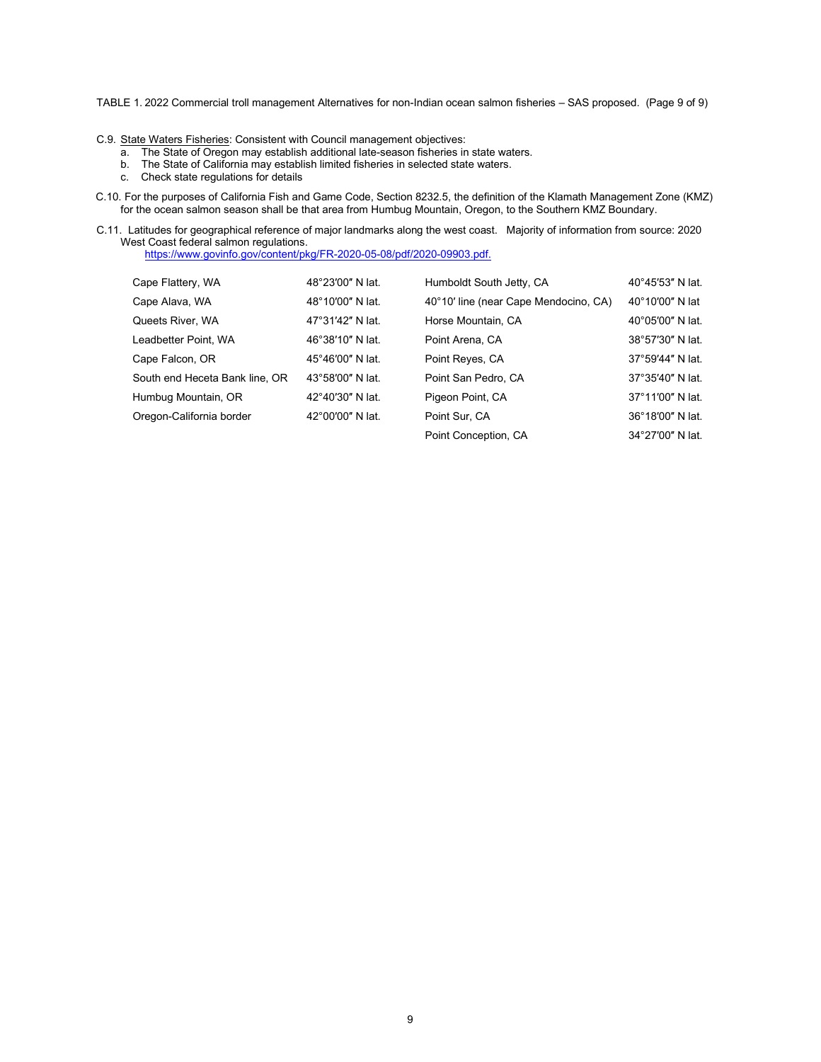TABLE 1. 2022 Commercial troll management Alternatives for non-Indian ocean salmon fisheries – SAS proposed. (Page 9 of 9)

C.9. State Waters Fisheries: Consistent with Council management objectives:

a. The State of Oregon may establish additional late-season fisheries in state waters.
b. The State of California may establish limited fisheries in selected state waters.
c. Check state regulations for details

C.10. For the purposes of California Fish and Game Code, Section 8232.5, the definition of the Klamath Management Zone (KMZ) for the ocean salmon season shall be that area from Humbug Mountain, Oregon, to the Southern KMZ Boundary.

C.11. Latitudes for geographical reference of major landmarks along the west coast. Majority of information from source: 2020 West Coast federal salmon regulations.
https://www.govinfo.gov/content/pkg/FR-2020-05-08/pdf/2020-09903.pdf.

| | | | |
|---|---|---|---|
| Cape Flattery, WA | 48°23′00″ N lat. | Humboldt South Jetty, CA | 40°45′53″ N lat. |
| Cape Alava, WA | 48°10′00″ N lat. | 40°10′ line (near Cape Mendocino, CA) | 40°10′00″ N lat |
| Queets River, WA | 47°31′42″ N lat. | Horse Mountain, CA | 40°05′00″ N lat. |
| Leadbetter Point, WA | 46°38′10″ N lat. | Point Arena, CA | 38°57′30″ N lat. |
| Cape Falcon, OR | 45°46′00″ N lat. | Point Reyes, CA | 37°59′44″ N lat. |
| South end Heceta Bank line, OR | 43°58′00″ N lat. | Point San Pedro, CA | 37°35′40″ N lat. |
| Humbug Mountain, OR | 42°40′30″ N lat. | Pigeon Point, CA | 37°11′00″ N lat. |
| Oregon-California border | 42°00′00″ N lat. | Point Sur, CA | 36°18′00″ N lat. |
| | | Point Conception, CA | 34°27′00″ N lat. |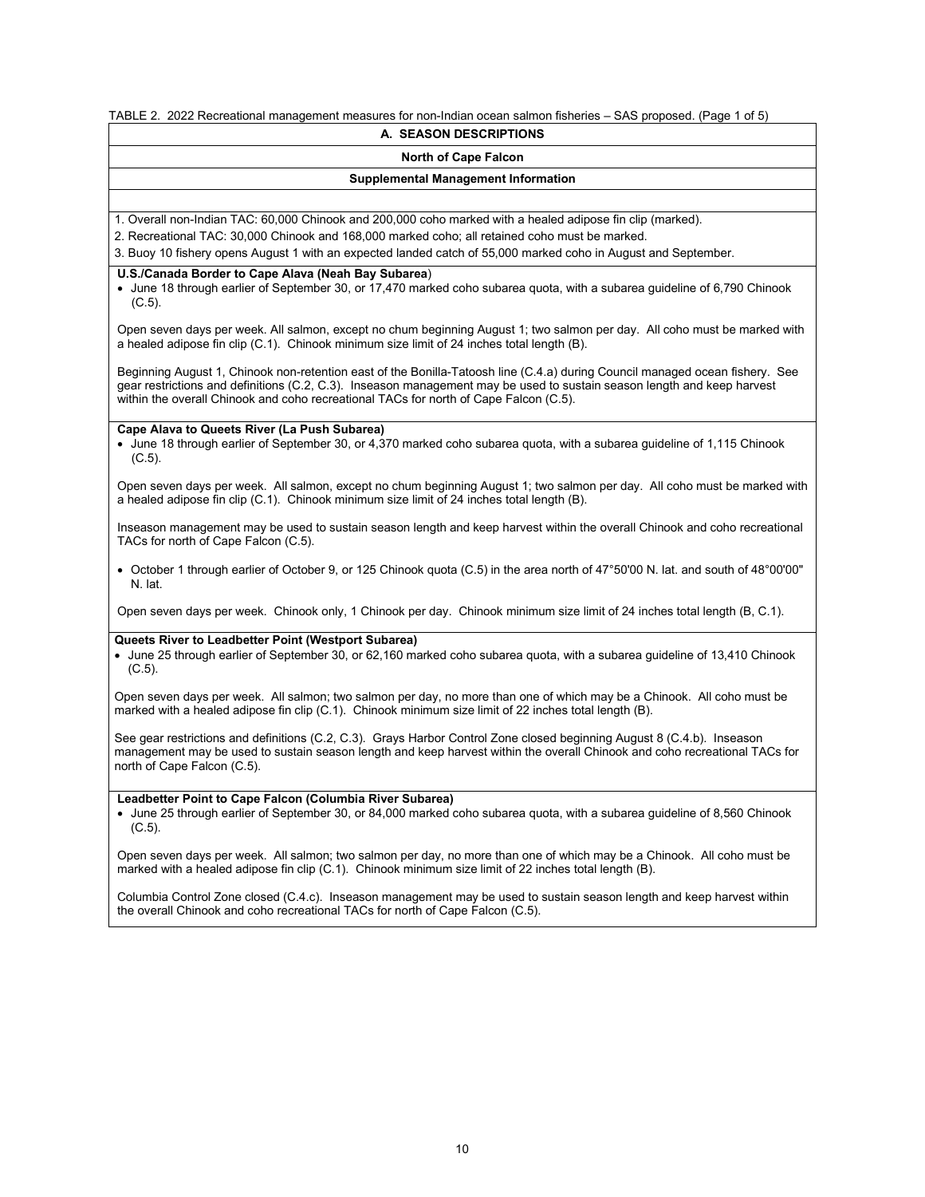TABLE 2. 2022 Recreational management measures for non-Indian ocean salmon fisheries – SAS proposed. (Page 1 of 5)

## A. SEASON DESCRIPTIONS

### North of Cape Falcon

#### Supplemental Management Information

1. Overall non-Indian TAC: 60,000 Chinook and 200,000 coho marked with a healed adipose fin clip (marked).
2. Recreational TAC: 30,000 Chinook and 168,000 marked coho; all retained coho must be marked.
3. Buoy 10 fishery opens August 1 with an expected landed catch of 55,000 marked coho in August and September.

**U.S./Canada Border to Cape Alava (Neah Bay Subarea)**

- June 18 through earlier of September 30, or 17,470 marked coho subarea quota, with a subarea guideline of 6,790 Chinook (C.5).

Open seven days per week. All salmon, except no chum beginning August 1; two salmon per day. All coho must be marked with a healed adipose fin clip (C.1). Chinook minimum size limit of 24 inches total length (B).

Beginning August 1, Chinook non-retention east of the Bonilla-Tatoosh line (C.4.a) during Council managed ocean fishery. See gear restrictions and definitions (C.2, C.3). Inseason management may be used to sustain season length and keep harvest within the overall Chinook and coho recreational TACs for north of Cape Falcon (C.5).

**Cape Alava to Queets River (La Push Subarea)**

- June 18 through earlier of September 30, or 4,370 marked coho subarea quota, with a subarea guideline of 1,115 Chinook (C.5).

Open seven days per week. All salmon, except no chum beginning August 1; two salmon per day. All coho must be marked with a healed adipose fin clip (C.1). Chinook minimum size limit of 24 inches total length (B).

Inseason management may be used to sustain season length and keep harvest within the overall Chinook and coho recreational TACs for north of Cape Falcon (C.5).

- October 1 through earlier of October 9, or 125 Chinook quota (C.5) in the area north of 47°50'00 N. lat. and south of 48°00'00" N. lat.

Open seven days per week. Chinook only, 1 Chinook per day. Chinook minimum size limit of 24 inches total length (B, C.1).

**Queets River to Leadbetter Point (Westport Subarea)**

- June 25 through earlier of September 30, or 62,160 marked coho subarea quota, with a subarea guideline of 13,410 Chinook (C.5).

Open seven days per week. All salmon; two salmon per day, no more than one of which may be a Chinook. All coho must be marked with a healed adipose fin clip (C.1). Chinook minimum size limit of 22 inches total length (B).

See gear restrictions and definitions (C.2, C.3). Grays Harbor Control Zone closed beginning August 8 (C.4.b). Inseason management may be used to sustain season length and keep harvest within the overall Chinook and coho recreational TACs for north of Cape Falcon (C.5).

**Leadbetter Point to Cape Falcon (Columbia River Subarea)**

- June 25 through earlier of September 30, or 84,000 marked coho subarea quota, with a subarea guideline of 8,560 Chinook (C.5).

Open seven days per week. All salmon; two salmon per day, no more than one of which may be a Chinook. All coho must be marked with a healed adipose fin clip (C.1). Chinook minimum size limit of 22 inches total length (B).

Columbia Control Zone closed (C.4.c). Inseason management may be used to sustain season length and keep harvest within the overall Chinook and coho recreational TACs for north of Cape Falcon (C.5).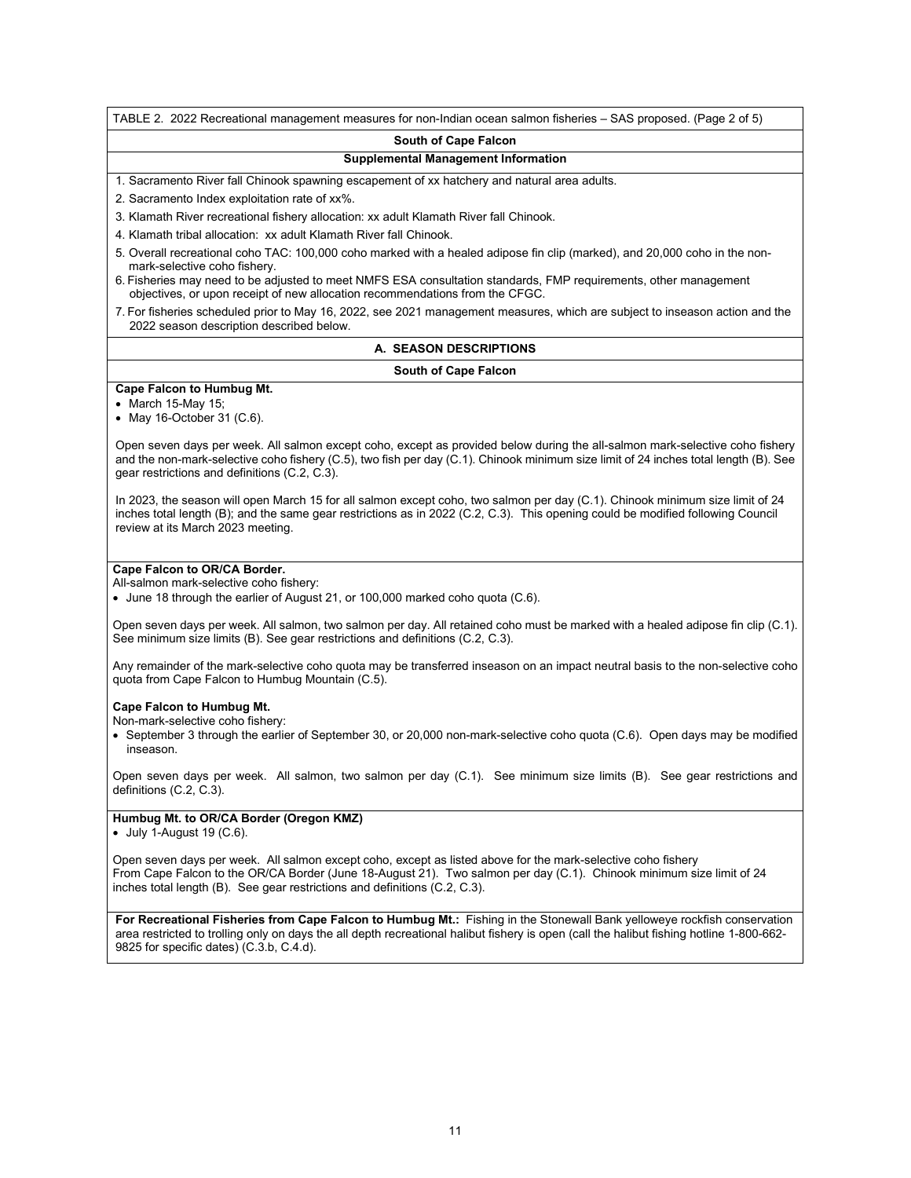TABLE 2. 2022 Recreational management measures for non-Indian ocean salmon fisheries – SAS proposed. (Page 2 of 5)

**South of Cape Falcon**

**Supplemental Management Information**

1. Sacramento River fall Chinook spawning escapement of xx hatchery and natural area adults.
2. Sacramento Index exploitation rate of xx%.
3. Klamath River recreational fishery allocation: xx adult Klamath River fall Chinook.
4. Klamath tribal allocation: xx adult Klamath River fall Chinook.
5. Overall recreational coho TAC: 100,000 coho marked with a healed adipose fin clip (marked), and 20,000 coho in the non-mark-selective coho fishery.
6. Fisheries may need to be adjusted to meet NMFS ESA consultation standards, FMP requirements, other management objectives, or upon receipt of new allocation recommendations from the CFGC.
7. For fisheries scheduled prior to May 16, 2022, see 2021 management measures, which are subject to inseason action and the 2022 season description described below.

**A. SEASON DESCRIPTIONS**

**South of Cape Falcon**

**Cape Falcon to Humbug Mt.**

- March 15-May 15;
- May 16-October 31 (C.6).

Open seven days per week. All salmon except coho, except as provided below during the all-salmon mark-selective coho fishery and the non-mark-selective coho fishery (C.5), two fish per day (C.1). Chinook minimum size limit of 24 inches total length (B). See gear restrictions and definitions (C.2, C.3).

In 2023, the season will open March 15 for all salmon except coho, two salmon per day (C.1). Chinook minimum size limit of 24 inches total length (B); and the same gear restrictions as in 2022 (C.2, C.3). This opening could be modified following Council review at its March 2023 meeting.

**Cape Falcon to OR/CA Border.**

All-salmon mark-selective coho fishery:

- June 18 through the earlier of August 21, or 100,000 marked coho quota (C.6).

Open seven days per week. All salmon, two salmon per day. All retained coho must be marked with a healed adipose fin clip (C.1). See minimum size limits (B). See gear restrictions and definitions (C.2, C.3).

Any remainder of the mark-selective coho quota may be transferred inseason on an impact neutral basis to the non-selective coho quota from Cape Falcon to Humbug Mountain (C.5).

**Cape Falcon to Humbug Mt.**

Non-mark-selective coho fishery:

- September 3 through the earlier of September 30, or 20,000 non-mark-selective coho quota (C.6). Open days may be modified inseason.

Open seven days per week. All salmon, two salmon per day (C.1). See minimum size limits (B). See gear restrictions and definitions (C.2, C.3).

**Humbug Mt. to OR/CA Border (Oregon KMZ)**

- July 1-August 19 (C.6).

Open seven days per week. All salmon except coho, except as listed above for the mark-selective coho fishery From Cape Falcon to the OR/CA Border (June 18-August 21). Two salmon per day (C.1). Chinook minimum size limit of 24 inches total length (B). See gear restrictions and definitions (C.2, C.3).

**For Recreational Fisheries from Cape Falcon to Humbug Mt.:** Fishing in the Stonewall Bank yelloweye rockfish conservation area restricted to trolling only on days the all depth recreational halibut fishery is open (call the halibut fishing hotline 1-800-662-9825 for specific dates) (C.3.b, C.4.d).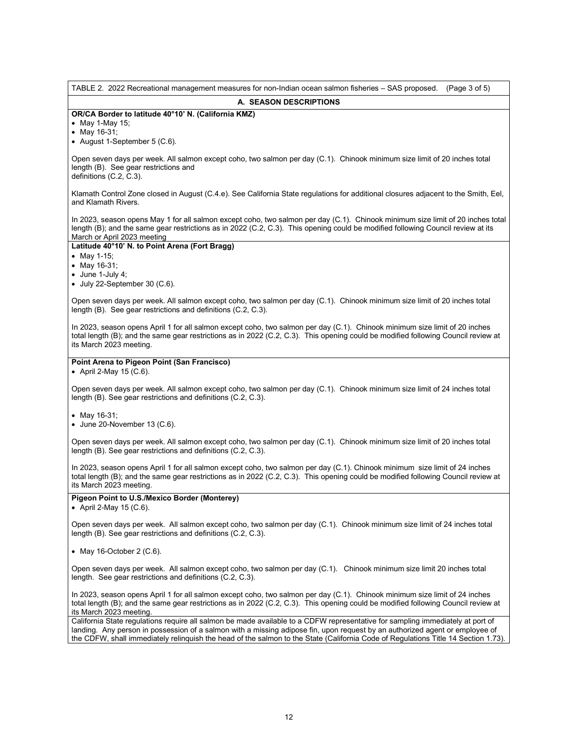TABLE 2. 2022 Recreational management measures for non-Indian ocean salmon fisheries – SAS proposed. (Page 3 of 5)

**A. SEASON DESCRIPTIONS**

**OR/CA Border to latitude 40°10' N. (California KMZ)**

- May 1-May 15;
- May 16-31;
- August 1-September 5 (C.6).

Open seven days per week. All salmon except coho, two salmon per day (C.1). Chinook minimum size limit of 20 inches total length (B). See gear restrictions and definitions (C.2, C.3).

Klamath Control Zone closed in August (C.4.e). See California State regulations for additional closures adjacent to the Smith, Eel, and Klamath Rivers.

In 2023, season opens May 1 for all salmon except coho, two salmon per day (C.1). Chinook minimum size limit of 20 inches total length (B); and the same gear restrictions as in 2022 (C.2, C.3). This opening could be modified following Council review at its March or April 2023 meeting

**Latitude 40°10' N. to Point Arena (Fort Bragg)**

- May 1-15;
- May 16-31;
- June 1-July 4;
- July 22-September 30 (C.6).

Open seven days per week. All salmon except coho, two salmon per day (C.1). Chinook minimum size limit of 20 inches total length (B). See gear restrictions and definitions (C.2, C.3).

In 2023, season opens April 1 for all salmon except coho, two salmon per day (C.1). Chinook minimum size limit of 20 inches total length (B); and the same gear restrictions as in 2022 (C.2, C.3). This opening could be modified following Council review at its March 2023 meeting.

**Point Arena to Pigeon Point (San Francisco)**

- April 2-May 15 (C.6).

Open seven days per week. All salmon except coho, two salmon per day (C.1). Chinook minimum size limit of 24 inches total length (B). See gear restrictions and definitions (C.2, C.3).

- May 16-31;
- June 20-November 13 (C.6).

Open seven days per week. All salmon except coho, two salmon per day (C.1). Chinook minimum size limit of 20 inches total length (B). See gear restrictions and definitions (C.2, C.3).

In 2023, season opens April 1 for all salmon except coho, two salmon per day (C.1). Chinook minimum size limit of 24 inches total length (B); and the same gear restrictions as in 2022 (C.2, C.3). This opening could be modified following Council review at its March 2023 meeting.

**Pigeon Point to U.S./Mexico Border (Monterey)**

- April 2-May 15 (C.6).

Open seven days per week. All salmon except coho, two salmon per day (C.1). Chinook minimum size limit of 24 inches total length (B). See gear restrictions and definitions (C.2, C.3).

- May 16-October 2 (C.6).

Open seven days per week. All salmon except coho, two salmon per day (C.1). Chinook minimum size limit 20 inches total length. See gear restrictions and definitions (C.2, C.3).

In 2023, season opens April 1 for all salmon except coho, two salmon per day (C.1). Chinook minimum size limit of 24 inches total length (B); and the same gear restrictions as in 2022 (C.2, C.3). This opening could be modified following Council review at its March 2023 meeting.

California State regulations require all salmon be made available to a CDFW representative for sampling immediately at port of landing. Any person in possession of a salmon with a missing adipose fin, upon request by an authorized agent or employee of the CDFW, shall immediately relinquish the head of the salmon to the State (California Code of Regulations Title 14 Section 1.73).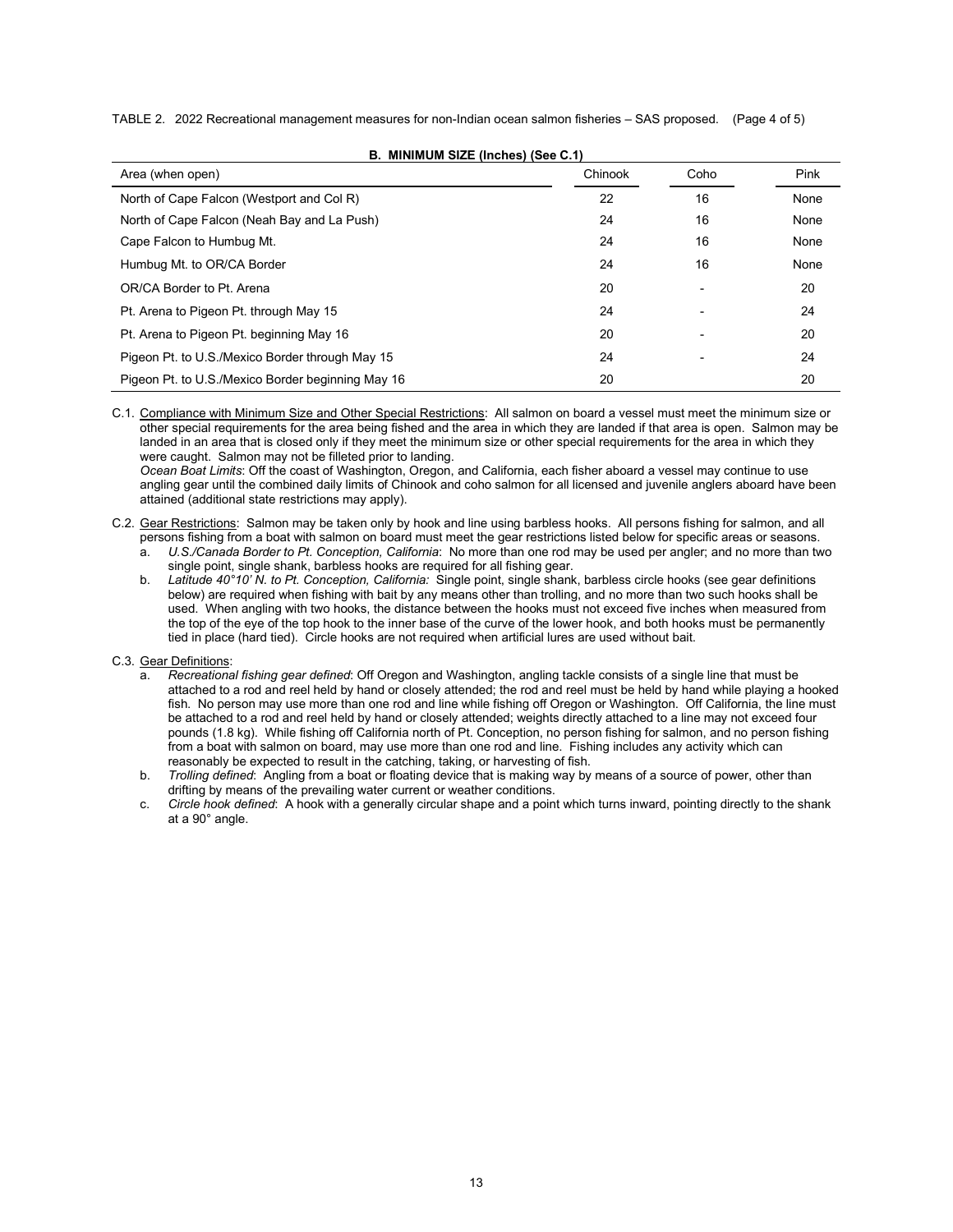TABLE 2. 2022 Recreational management measures for non-Indian ocean salmon fisheries – SAS proposed. (Page 4 of 5)

**B. MINIMUM SIZE (Inches) (See C.1)**

| Area (when open) | Chinook | Coho | Pink |
|---|---|---|---|
| North of Cape Falcon (Westport and Col R) | 22 | 16 | None |
| North of Cape Falcon (Neah Bay and La Push) | 24 | 16 | None |
| Cape Falcon to Humbug Mt. | 24 | 16 | None |
| Humbug Mt. to OR/CA Border | 24 | 16 | None |
| OR/CA Border to Pt. Arena | 20 | - | 20 |
| Pt. Arena to Pigeon Pt. through May 15 | 24 | - | 24 |
| Pt. Arena to Pigeon Pt. beginning May 16 | 20 | - | 20 |
| Pigeon Pt. to U.S./Mexico Border through May 15 | 24 | - | 24 |
| Pigeon Pt. to U.S./Mexico Border beginning May 16 | 20 | | 20 |

C.1. Compliance with Minimum Size and Other Special Restrictions: All salmon on board a vessel must meet the minimum size or other special requirements for the area being fished and the area in which they are landed if that area is open. Salmon may be landed in an area that is closed only if they meet the minimum size or other special requirements for the area in which they were caught. Salmon may not be filleted prior to landing.

*Ocean Boat Limits*: Off the coast of Washington, Oregon, and California, each fisher aboard a vessel may continue to use angling gear until the combined daily limits of Chinook and coho salmon for all licensed and juvenile anglers aboard have been attained (additional state restrictions may apply).

C.2. Gear Restrictions: Salmon may be taken only by hook and line using barbless hooks. All persons fishing for salmon, and all persons fishing from a boat with salmon on board must meet the gear restrictions listed below for specific areas or seasons.

a. *U.S./Canada Border to Pt. Conception, California*: No more than one rod may be used per angler; and no more than two single point, single shank, barbless hooks are required for all fishing gear.

b. *Latitude 40°10' N. to Pt. Conception, California:* Single point, single shank, barbless circle hooks (see gear definitions below) are required when fishing with bait by any means other than trolling, and no more than two such hooks shall be used. When angling with two hooks, the distance between the hooks must not exceed five inches when measured from the top of the eye of the top hook to the inner base of the curve of the lower hook, and both hooks must be permanently tied in place (hard tied). Circle hooks are not required when artificial lures are used without bait.

C.3. Gear Definitions:

a. *Recreational fishing gear defined*: Off Oregon and Washington, angling tackle consists of a single line that must be attached to a rod and reel held by hand or closely attended; the rod and reel must be held by hand while playing a hooked fish. No person may use more than one rod and line while fishing off Oregon or Washington. Off California, the line must be attached to a rod and reel held by hand or closely attended; weights directly attached to a line may not exceed four pounds (1.8 kg). While fishing off California north of Pt. Conception, no person fishing for salmon, and no person fishing from a boat with salmon on board, may use more than one rod and line. Fishing includes any activity which can reasonably be expected to result in the catching, taking, or harvesting of fish.

b. *Trolling defined*: Angling from a boat or floating device that is making way by means of a source of power, other than drifting by means of the prevailing water current or weather conditions.

c. *Circle hook defined*: A hook with a generally circular shape and a point which turns inward, pointing directly to the shank at a 90° angle.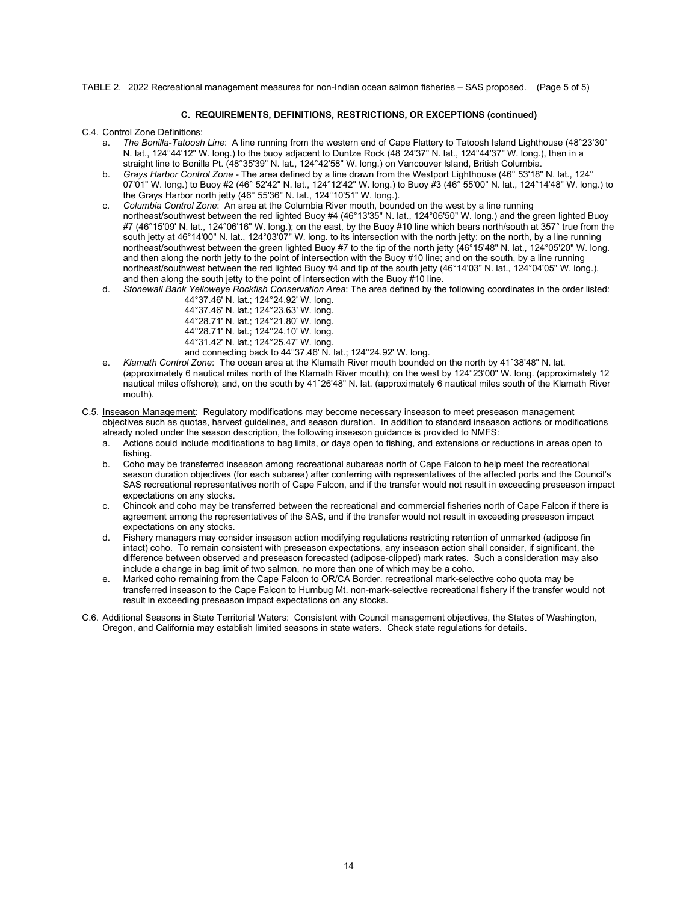TABLE 2. 2022 Recreational management measures for non-Indian ocean salmon fisheries – SAS proposed. (Page 5 of 5)

**C. REQUIREMENTS, DEFINITIONS, RESTRICTIONS, OR EXCEPTIONS (continued)**

C.4. Control Zone Definitions:

a. *The Bonilla-Tatoosh Line*: A line running from the western end of Cape Flattery to Tatoosh Island Lighthouse (48°23'30" N. lat., 124°44'12" W. long.) to the buoy adjacent to Duntze Rock (48°24'37" N. lat., 124°44'37" W. long.), then in a straight line to Bonilla Pt. (48°35'39" N. lat., 124°42'58" W. long.) on Vancouver Island, British Columbia.

b. *Grays Harbor Control Zone* - The area defined by a line drawn from the Westport Lighthouse (46° 53'18" N. lat., 124° 07'01" W. long.) to Buoy #2 (46° 52'42" N. lat., 124°12'42" W. long.) to Buoy #3 (46° 55'00" N. lat., 124°14'48" W. long.) to the Grays Harbor north jetty (46° 55'36" N. lat., 124°10'51" W. long.).

c. *Columbia Control Zone*: An area at the Columbia River mouth, bounded on the west by a line running northeast/southwest between the red lighted Buoy #4 (46°13'35" N. lat., 124°06'50" W. long.) and the green lighted Buoy #7 (46°15'09' N. lat., 124°06'16" W. long.); on the east, by the Buoy #10 line which bears north/south at 357° true from the south jetty at 46°14'00" N. lat., 124°03'07" W. long. to its intersection with the north jetty; on the north, by a line running northeast/southwest between the green lighted Buoy #7 to the tip of the north jetty (46°15'48" N. lat., 124°05'20" W. long. and then along the north jetty to the point of intersection with the Buoy #10 line; and on the south, by a line running northeast/southwest between the red lighted Buoy #4 and tip of the south jetty (46°14'03" N. lat., 124°04'05" W. long.), and then along the south jetty to the point of intersection with the Buoy #10 line.

d. *Stonewall Bank Yelloweye Rockfish Conservation Area*: The area defined by the following coordinates in the order listed:

44°37.46' N. lat.; 124°24.92' W. long.
44°37.46' N. lat.; 124°23.63' W. long.
44°28.71' N. lat.; 124°21.80' W. long.
44°28.71' N. lat.; 124°24.10' W. long.
44°31.42' N. lat.; 124°25.47' W. long.
and connecting back to 44°37.46' N. lat.; 124°24.92' W. long.

e. *Klamath Control Zone*: The ocean area at the Klamath River mouth bounded on the north by 41°38'48" N. lat. (approximately 6 nautical miles north of the Klamath River mouth); on the west by 124°23'00" W. long. (approximately 12 nautical miles offshore); and, on the south by 41°26'48" N. lat. (approximately 6 nautical miles south of the Klamath River mouth).

C.5. Inseason Management: Regulatory modifications may become necessary inseason to meet preseason management objectives such as quotas, harvest guidelines, and season duration. In addition to standard inseason actions or modifications already noted under the season description, the following inseason guidance is provided to NMFS:

a. Actions could include modifications to bag limits, or days open to fishing, and extensions or reductions in areas open to fishing.

b. Coho may be transferred inseason among recreational subareas north of Cape Falcon to help meet the recreational season duration objectives (for each subarea) after conferring with representatives of the affected ports and the Council's SAS recreational representatives north of Cape Falcon, and if the transfer would not result in exceeding preseason impact expectations on any stocks.

c. Chinook and coho may be transferred between the recreational and commercial fisheries north of Cape Falcon if there is agreement among the representatives of the SAS, and if the transfer would not result in exceeding preseason impact expectations on any stocks.

d. Fishery managers may consider inseason action modifying regulations restricting retention of unmarked (adipose fin intact) coho. To remain consistent with preseason expectations, any inseason action shall consider, if significant, the difference between observed and preseason forecasted (adipose-clipped) mark rates. Such a consideration may also include a change in bag limit of two salmon, no more than one of which may be a coho.

e. Marked coho remaining from the Cape Falcon to OR/CA Border. recreational mark-selective coho quota may be transferred inseason to the Cape Falcon to Humbug Mt. non-mark-selective recreational fishery if the transfer would not result in exceeding preseason impact expectations on any stocks.

C.6. Additional Seasons in State Territorial Waters: Consistent with Council management objectives, the States of Washington, Oregon, and California may establish limited seasons in state waters. Check state regulations for details.